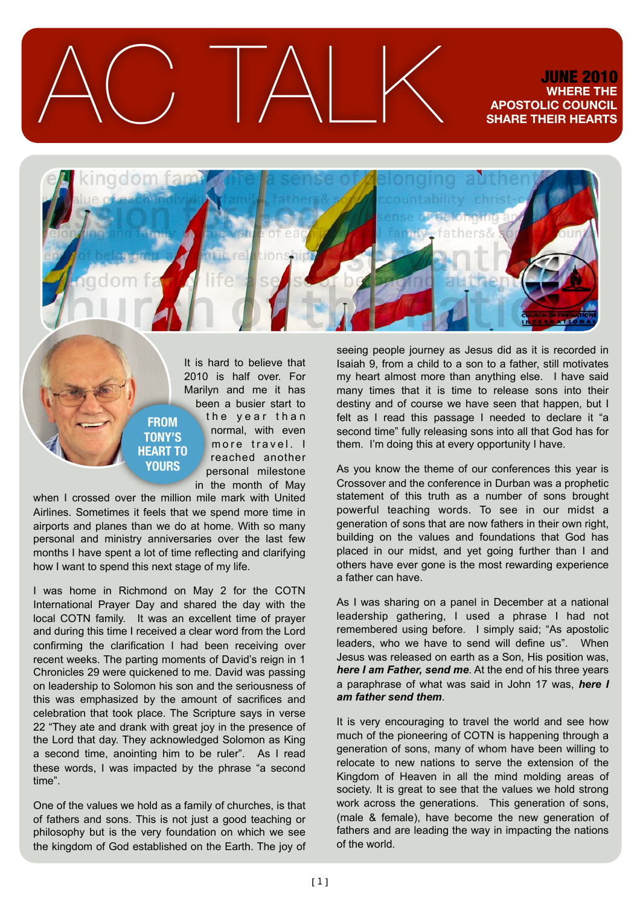# AC TALK

**JUNE 2010**
**WHERE THE APOSTOLIC COUNCIL SHARE THEIR HEARTS**

## FROM TONY'S HEART TO YOURS

It is hard to believe that 2010 is half over. For Marilyn and me it has been a busier start to the year than normal, with even more travel. I reached another personal milestone in the month of May when I crossed over the million mile mark with United Airlines. Sometimes it feels that we spend more time in airports and planes than we do at home. With so many personal and ministry anniversaries over the last few months I have spent a lot of time reflecting and clarifying how I want to spend this next stage of my life.

I was home in Richmond on May 2 for the COTN International Prayer Day and shared the day with the local COTN family. It was an excellent time of prayer and during this time I received a clear word from the Lord confirming the clarification I had been receiving over recent weeks. The parting moments of David's reign in 1 Chronicles 29 were quickened to me. David was passing on leadership to Solomon his son and the seriousness of this was emphasized by the amount of sacrifices and celebration that took place. The Scripture says in verse 22 "They ate and drank with great joy in the presence of the Lord that day. They acknowledged Solomon as King a second time, anointing him to be ruler". As I read these words, I was impacted by the phrase "a second time".

One of the values we hold as a family of churches, is that of fathers and sons. This is not just a good teaching or philosophy but is the very foundation on which we see the kingdom of God established on the Earth. The joy of seeing people journey as Jesus did as it is recorded in Isaiah 9, from a child to a son to a father, still motivates my heart almost more than anything else. I have said many times that it is time to release sons into their destiny and of course we have seen that happen, but I felt as I read this passage I needed to declare it "a second time" fully releasing sons into all that God has for them. I'm doing this at every opportunity I have.

As you know the theme of our conferences this year is Crossover and the conference in Durban was a prophetic statement of this truth as a number of sons brought powerful teaching words. To see in our midst a generation of sons that are now fathers in their own right, building on the values and foundations that God has placed in our midst, and yet going further than I and others have ever gone is the most rewarding experience a father can have.

As I was sharing on a panel in December at a national leadership gathering, I used a phrase I had not remembered using before. I simply said; "As apostolic leaders, who we have to send will define us". When Jesus was released on earth as a Son, His position was, ***here I am Father, send me***. At the end of his three years a paraphrase of what was said in John 17 was, ***here I am father send them***.

It is very encouraging to travel the world and see how much of the pioneering of COTN is happening through a generation of sons, many of whom have been willing to relocate to new nations to serve the extension of the Kingdom of Heaven in all the mind molding areas of society. It is great to see that the values we hold strong work across the generations. This generation of sons, (male & female), have become the new generation of fathers and are leading the way in impacting the nations of the world.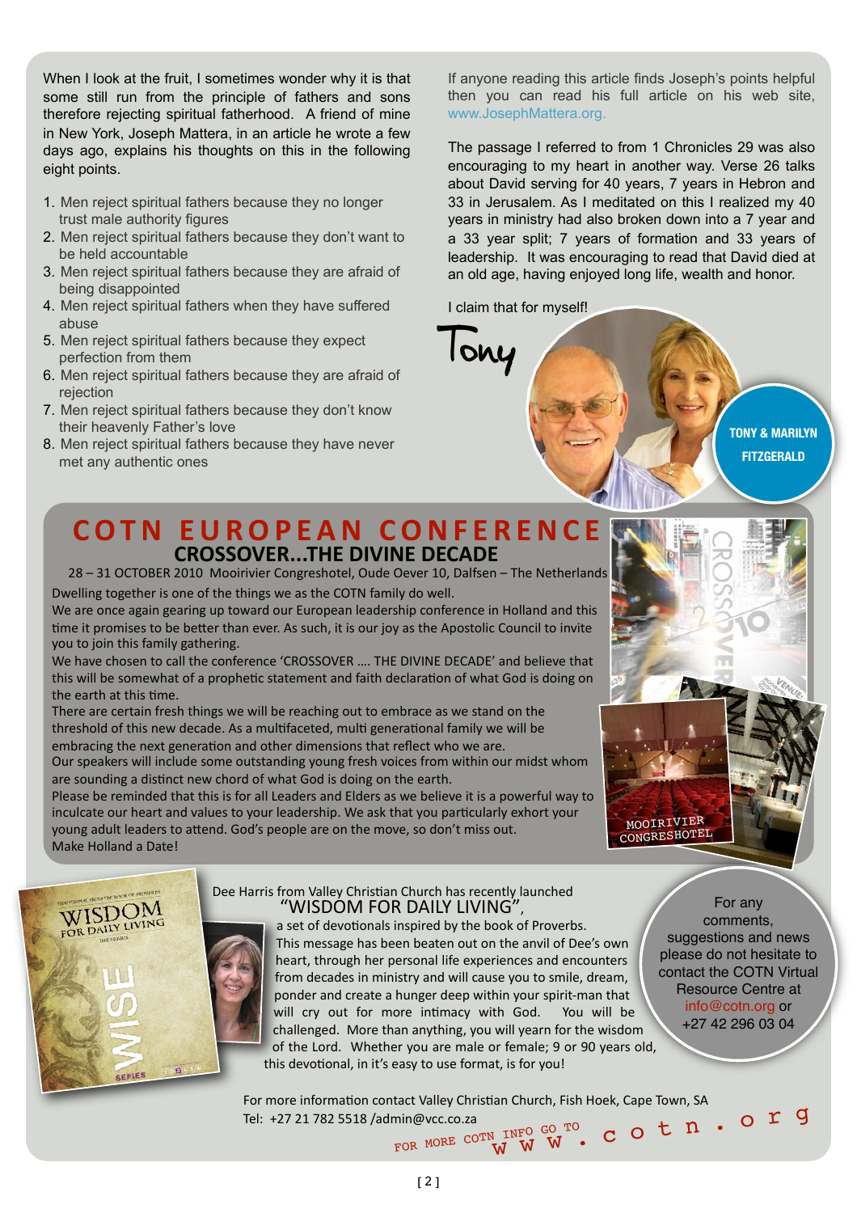When I look at the fruit, I sometimes wonder why it is that some still run from the principle of fathers and sons therefore rejecting spiritual fatherhood. A friend of mine in New York, Joseph Mattera, in an article he wrote a few days ago, explains his thoughts on this in the following eight points.

1. Men reject spiritual fathers because they no longer trust male authority figures
2. Men reject spiritual fathers because they don't want to be held accountable
3. Men reject spiritual fathers because they are afraid of being disappointed
4. Men reject spiritual fathers when they have suffered abuse
5. Men reject spiritual fathers because they expect perfection from them
6. Men reject spiritual fathers because they are afraid of rejection
7. Men reject spiritual fathers because they don't know their heavenly Father's love
8. Men reject spiritual fathers because they have never met any authentic ones

If anyone reading this article finds Joseph's points helpful then you can read his full article on his web site, www.JosephMattera.org.

The passage I referred to from 1 Chronicles 29 was also encouraging to my heart in another way. Verse 26 talks about David serving for 40 years, 7 years in Hebron and 33 in Jerusalem. As I meditated on this I realized my 40 years in ministry had also broken down into a 7 year and a 33 year split; 7 years of formation and 33 years of leadership. It was encouraging to read that David died at an old age, having enjoyed long life, wealth and honor.

I claim that for myself!

Tony

TONY & MARILYN FITZGERALD

# COTN EUROPEAN CONFERENCE

## CROSSOVER...THE DIVINE DECADE

28 – 31 OCTOBER 2010 Mooirivier Congreshotel, Oude Oever 10, Dalfsen – The Netherlands

Dwelling together is one of the things we as the COTN family do well.

We are once again gearing up toward our European leadership conference in Holland and this time it promises to be better than ever. As such, it is our joy as the Apostolic Council to invite you to join this family gathering.

We have chosen to call the conference 'CROSSOVER .... THE DIVINE DECADE' and believe that this will be somewhat of a prophetic statement and faith declaration of what God is doing on the earth at this time.

There are certain fresh things we will be reaching out to embrace as we stand on the threshold of this new decade. As a multifaceted, multi generational family we will be embracing the next generation and other dimensions that reflect who we are.

Our speakers will include some outstanding young fresh voices from within our midst whom are sounding a distinct new chord of what God is doing on the earth.

Please be reminded that this is for all Leaders and Elders as we believe it is a powerful way to inculcate our heart and values to your leadership. We ask that you particularly exhort your young adult leaders to attend. God's people are on the move, so don't miss out.

Make Holland a Date!

MOOIRIVIER CONGRESHOTEL

Dee Harris from Valley Christian Church has recently launched "WISDOM FOR DAILY LIVING", a set of devotionals inspired by the book of Proverbs. This message has been beaten out on the anvil of Dee's own heart, through her personal life experiences and encounters from decades in ministry and will cause you to smile, dream, ponder and create a hunger deep within your spirit-man that will cry out for more intimacy with God. You will be challenged. More than anything, you will yearn for the wisdom of the Lord. Whether you are male or female; 9 or 90 years old, this devotional, in it's easy to use format, is for you!

For more information contact Valley Christian Church, Fish Hoek, Cape Town, SA
Tel: +27 21 782 5518 /admin@vcc.co.za

For any comments, suggestions and news please do not hesitate to contact the COTN Virtual Resource Centre at info@cotn.org or +27 42 296 03 04

FOR MORE COTN INFO GO TO www.cotn.org